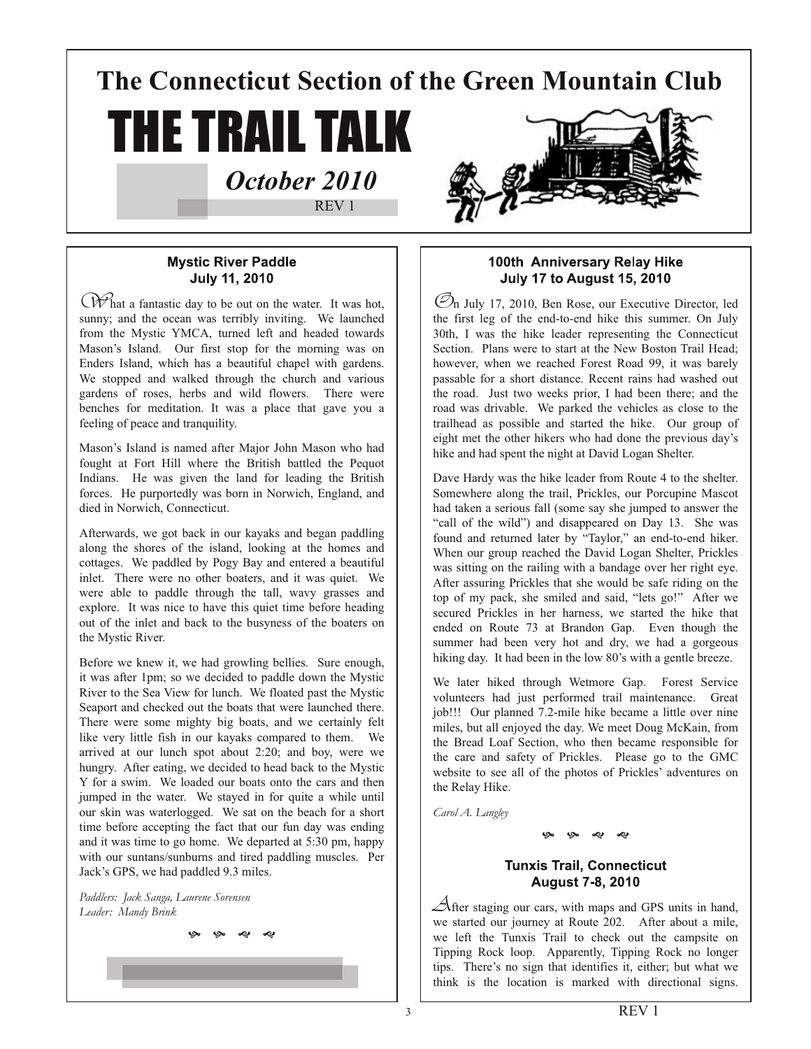# The Connecticut Section of the Green Mountain Club

# THE TRAIL TALK

***October 2010***

REV 1

## Mystic River Paddle
### July 11, 2010

What a fantastic day to be out on the water. It was hot, sunny; and the ocean was terribly inviting. We launched from the Mystic YMCA, turned left and headed towards Mason's Island. Our first stop for the morning was on Enders Island, which has a beautiful chapel with gardens. We stopped and walked through the church and various gardens of roses, herbs and wild flowers. There were benches for meditation. It was a place that gave you a feeling of peace and tranquility.

Mason's Island is named after Major John Mason who had fought at Fort Hill where the British battled the Pequot Indians. He was given the land for leading the British forces. He purportedly was born in Norwich, England, and died in Norwich, Connecticut.

Afterwards, we got back in our kayaks and began paddling along the shores of the island, looking at the homes and cottages. We paddled by Pogy Bay and entered a beautiful inlet. There were no other boaters, and it was quiet. We were able to paddle through the tall, wavy grasses and explore. It was nice to have this quiet time before heading out of the inlet and back to the busyness of the boaters on the Mystic River.

Before we knew it, we had growling bellies. Sure enough, it was after 1pm; so we decided to paddle down the Mystic River to the Sea View for lunch. We floated past the Mystic Seaport and checked out the boats that were launched there. There were some mighty big boats, and we certainly felt like very little fish in our kayaks compared to them. We arrived at our lunch spot about 2:20; and boy, were we hungry. After eating, we decided to head back to the Mystic Y for a swim. We loaded our boats onto the cars and then jumped in the water. We stayed in for quite a while until our skin was waterlogged. We sat on the beach for a short time before accepting the fact that our fun day was ending and it was time to go home. We departed at 5:30 pm, happy with our suntans/sunburns and tired paddling muscles. Per Jack's GPS, we had paddled 9.3 miles.

*Paddlers: Jack Sanga, Laurene Sorensen*
*Leader: Mandy Brink*

## 100th Anniversary Relay Hike
### July 17 to August 15, 2010

On July 17, 2010, Ben Rose, our Executive Director, led the first leg of the end-to-end hike this summer. On July 30th, I was the hike leader representing the Connecticut Section. Plans were to start at the New Boston Trail Head; however, when we reached Forest Road 99, it was barely passable for a short distance. Recent rains had washed out the road. Just two weeks prior, I had been there; and the road was drivable. We parked the vehicles as close to the trailhead as possible and started the hike. Our group of eight met the other hikers who had done the previous day's hike and had spent the night at David Logan Shelter.

Dave Hardy was the hike leader from Route 4 to the shelter. Somewhere along the trail, Prickles, our Porcupine Mascot had taken a serious fall (some say she jumped to answer the "call of the wild") and disappeared on Day 13. She was found and returned later by "Taylor," an end-to-end hiker. When our group reached the David Logan Shelter, Prickles was sitting on the railing with a bandage over her right eye. After assuring Prickles that she would be safe riding on the top of my pack, she smiled and said, "lets go!" After we secured Prickles in her harness, we started the hike that ended on Route 73 at Brandon Gap. Even though the summer had been very hot and dry, we had a gorgeous hiking day. It had been in the low 80's with a gentle breeze.

We later hiked through Wetmore Gap. Forest Service volunteers had just performed trail maintenance. Great job!!! Our planned 7.2-mile hike became a little over nine miles, but all enjoyed the day. We meet Doug McKain, from the Bread Loaf Section, who then became responsible for the care and safety of Prickles. Please go to the GMC website to see all of the photos of Prickles' adventures on the Relay Hike.

*Carol A. Langley*

## Tunxis Trail, Connecticut
### August 7-8, 2010

After staging our cars, with maps and GPS units in hand, we started our journey at Route 202. After about a mile, we left the Tunxis Trail to check out the campsite on Tipping Rock loop. Apparently, Tipping Rock no longer tips. There's no sign that identifies it, either; but what we think is the location is marked with directional signs.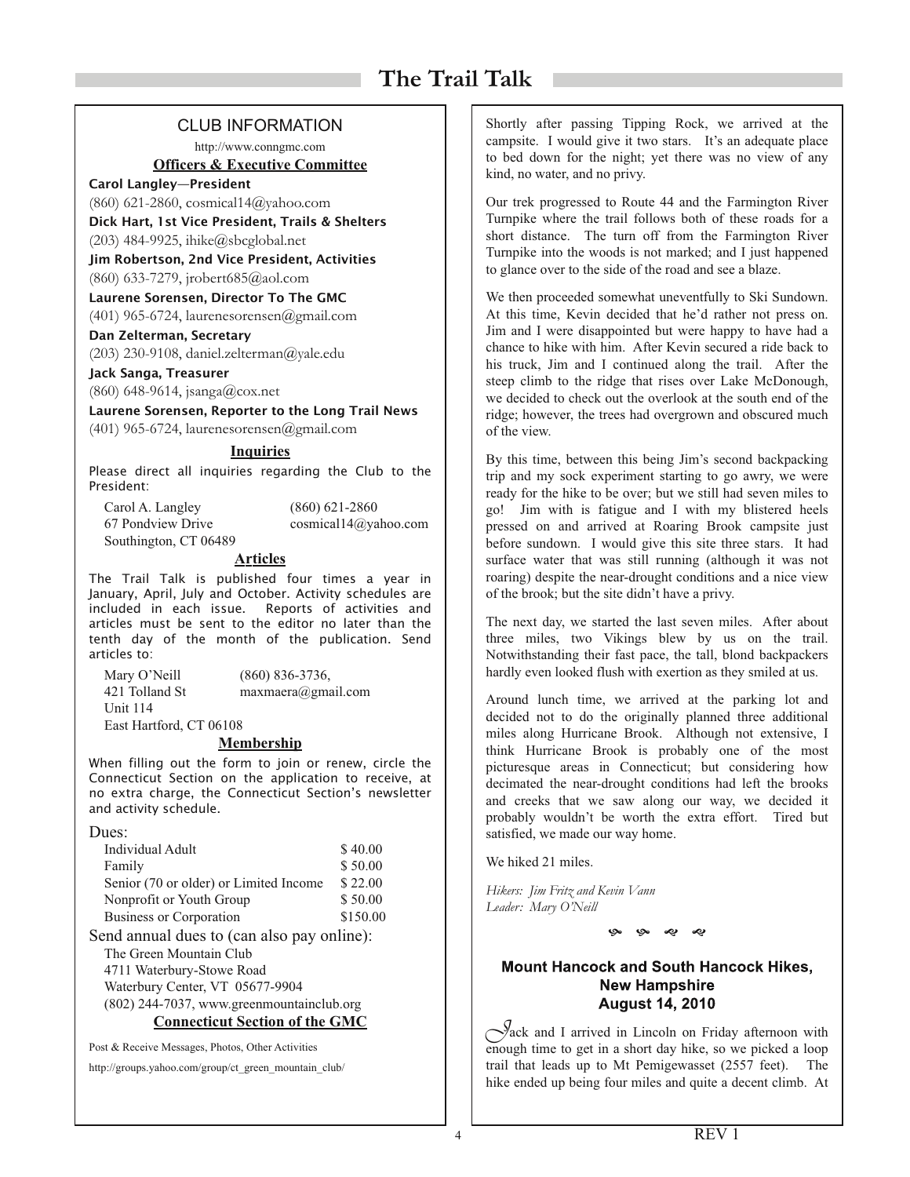## CLUB INFORMATION

http://www.conngmc.com

### Officers & Executive Committee

**Carol Langley—President**
(860) 621-2860, cosmical14@yahoo.com

**Dick Hart, 1st Vice President, Trails & Shelters**
(203) 484-9925, ihike@sbcglobal.net

**Jim Robertson, 2nd Vice President, Activities**
(860) 633-7279, jrobert685@aol.com

**Laurene Sorensen, Director To The GMC**
(401) 965-6724, laurenesorensen@gmail.com

**Dan Zelterman, Secretary**
(203) 230-9108, daniel.zelterman@yale.edu

**Jack Sanga, Treasurer**
(860) 648-9614, jsanga@cox.net

**Laurene Sorensen, Reporter to the Long Trail News**
(401) 965-6724, laurenesorensen@gmail.com

### Inquiries

Please direct all inquiries regarding the Club to the President:

Carol A. Langley — (860) 621-2860
67 Pondview Drive — cosmical14@yahoo.com
Southington, CT 06489

### Articles

The Trail Talk is published four times a year in January, April, July and October. Activity schedules are included in each issue. Reports of activities and articles must be sent to the editor no later than the tenth day of the month of the publication. Send articles to:

Mary O'Neill — (860) 836-3736,
421 Tolland St — maxmaera@gmail.com
Unit 114
East Hartford, CT 06108

### Membership

When filling out the form to join or renew, circle the Connecticut Section on the application to receive, at no extra charge, the Connecticut Section's newsletter and activity schedule.

Dues:

| | |
|---|---|
| Individual Adult | $ 40.00 |
| Family | $ 50.00 |
| Senior (70 or older) or Limited Income | $ 22.00 |
| Nonprofit or Youth Group | $ 50.00 |
| Business or Corporation | $150.00 |

Send annual dues to (can also pay online):
The Green Mountain Club
4711 Waterbury-Stowe Road
Waterbury Center, VT 05677-9904
(802) 244-7037, www.greenmountainclub.org

### Connecticut Section of the GMC

Post & Receive Messages, Photos, Other Activities

http://groups.yahoo.com/group/ct_green_mountain_club/

---

Shortly after passing Tipping Rock, we arrived at the campsite. I would give it two stars. It's an adequate place to bed down for the night; yet there was no view of any kind, no water, and no privy.

Our trek progressed to Route 44 and the Farmington River Turnpike where the trail follows both of these roads for a short distance. The turn off from the Farmington River Turnpike into the woods is not marked; and I just happened to glance over to the side of the road and see a blaze.

We then proceeded somewhat uneventfully to Ski Sundown. At this time, Kevin decided that he'd rather not press on. Jim and I were disappointed but were happy to have had a chance to hike with him. After Kevin secured a ride back to his truck, Jim and I continued along the trail. After the steep climb to the ridge that rises over Lake McDonough, we decided to check out the overlook at the south end of the ridge; however, the trees had overgrown and obscured much of the view.

By this time, between this being Jim's second backpacking trip and my sock experiment starting to go awry, we were ready for the hike to be over; but we still had seven miles to go! Jim with is fatigue and I with my blistered heels pressed on and arrived at Roaring Brook campsite just before sundown. I would give this site three stars. It had surface water that was still running (although it was not roaring) despite the near-drought conditions and a nice view of the brook; but the site didn't have a privy.

The next day, we started the last seven miles. After about three miles, two Vikings blew by us on the trail. Notwithstanding their fast pace, the tall, blond backpackers hardly even looked flush with exertion as they smiled at us.

Around lunch time, we arrived at the parking lot and decided not to do the originally planned three additional miles along Hurricane Brook. Although not extensive, I think Hurricane Brook is probably one of the most picturesque areas in Connecticut; but considering how decimated the near-drought conditions had left the brooks and creeks that we saw along our way, we decided it probably wouldn't be worth the extra effort. Tired but satisfied, we made our way home.

We hiked 21 miles.

*Hikers: Jim Fritz and Kevin Vann*
*Leader: Mary O'Neill*

## Mount Hancock and South Hancock Hikes, New Hampshire
### August 14, 2010

Jack and I arrived in Lincoln on Friday afternoon with enough time to get in a short day hike, so we picked a loop trail that leads up to Mt Pemigewasset (2557 feet). The hike ended up being four miles and quite a decent climb. At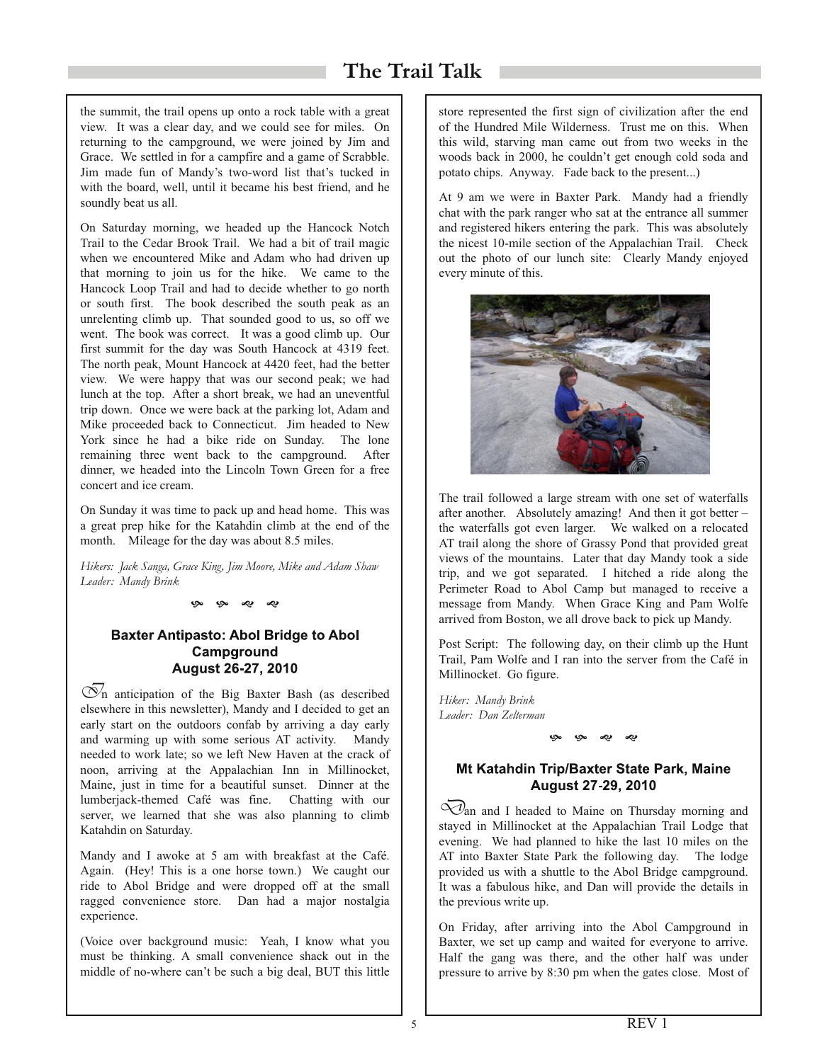the summit, the trail opens up onto a rock table with a great view. It was a clear day, and we could see for miles. On returning to the campground, we were joined by Jim and Grace. We settled in for a campfire and a game of Scrabble. Jim made fun of Mandy's two-word list that's tucked in with the board, well, until it became his best friend, and he soundly beat us all.

On Saturday morning, we headed up the Hancock Notch Trail to the Cedar Brook Trail. We had a bit of trail magic when we encountered Mike and Adam who had driven up that morning to join us for the hike. We came to the Hancock Loop Trail and had to decide whether to go north or south first. The book described the south peak as an unrelenting climb up. That sounded good to us, so off we went. The book was correct. It was a good climb up. Our first summit for the day was South Hancock at 4319 feet. The north peak, Mount Hancock at 4420 feet, had the better view. We were happy that was our second peak; we had lunch at the top. After a short break, we had an uneventful trip down. Once we were back at the parking lot, Adam and Mike proceeded back to Connecticut. Jim headed to New York since he had a bike ride on Sunday. The lone remaining three went back to the campground. After dinner, we headed into the Lincoln Town Green for a free concert and ice cream.

On Sunday it was time to pack up and head home. This was a great prep hike for the Katahdin climb at the end of the month. Mileage for the day was about 8.5 miles.

*Hikers: Jack Sanga, Grace King, Jim Moore, Mike and Adam Shaw*
*Leader: Mandy Brink*

### Baxter Antipasto: Abol Bridge to Abol Campground
### August 26-27, 2010

In anticipation of the Big Baxter Bash (as described elsewhere in this newsletter), Mandy and I decided to get an early start on the outdoors confab by arriving a day early and warming up with some serious AT activity. Mandy needed to work late; so we left New Haven at the crack of noon, arriving at the Appalachian Inn in Millinocket, Maine, just in time for a beautiful sunset. Dinner at the lumberjack-themed Café was fine. Chatting with our server, we learned that she was also planning to climb Katahdin on Saturday.

Mandy and I awoke at 5 am with breakfast at the Café. Again. (Hey! This is a one horse town.) We caught our ride to Abol Bridge and were dropped off at the small ragged convenience store. Dan had a major nostalgia experience.

(Voice over background music: Yeah, I know what you must be thinking. A small convenience shack out in the middle of no-where can't be such a big deal, BUT this little store represented the first sign of civilization after the end of the Hundred Mile Wilderness. Trust me on this. When this wild, starving man came out from two weeks in the woods back in 2000, he couldn't get enough cold soda and potato chips. Anyway. Fade back to the present...)

At 9 am we were in Baxter Park. Mandy had a friendly chat with the park ranger who sat at the entrance all summer and registered hikers entering the park. This was absolutely the nicest 10-mile section of the Appalachian Trail. Check out the photo of our lunch site: Clearly Mandy enjoyed every minute of this.

The trail followed a large stream with one set of waterfalls after another. Absolutely amazing! And then it got better – the waterfalls got even larger. We walked on a relocated AT trail along the shore of Grassy Pond that provided great views of the mountains. Later that day Mandy took a side trip, and we got separated. I hitched a ride along the Perimeter Road to Abol Camp but managed to receive a message from Mandy. When Grace King and Pam Wolfe arrived from Boston, we all drove back to pick up Mandy.

Post Script: The following day, on their climb up the Hunt Trail, Pam Wolfe and I ran into the server from the Café in Millinocket. Go figure.

*Hiker: Mandy Brink*
*Leader: Dan Zelterman*

### Mt Katahdin Trip/Baxter State Park, Maine
### August 27-29, 2010

Dan and I headed to Maine on Thursday morning and stayed in Millinocket at the Appalachian Trail Lodge that evening. We had planned to hike the last 10 miles on the AT into Baxter State Park the following day. The lodge provided us with a shuttle to the Abol Bridge campground. It was a fabulous hike, and Dan will provide the details in the previous write up.

On Friday, after arriving into the Abol Campground in Baxter, we set up camp and waited for everyone to arrive. Half the gang was there, and the other half was under pressure to arrive by 8:30 pm when the gates close. Most of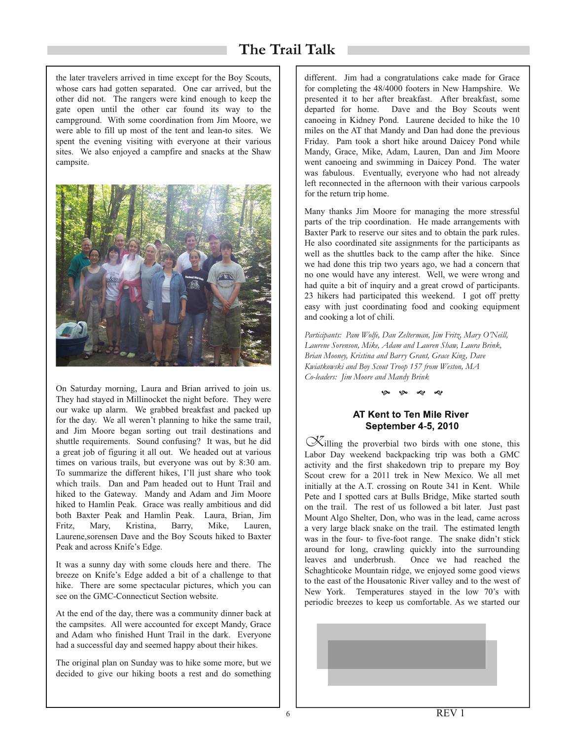the later travelers arrived in time except for the Boy Scouts, whose cars had gotten separated. One car arrived, but the other did not. The rangers were kind enough to keep the gate open until the other car found its way to the campground. With some coordination from Jim Moore, we were able to fill up most of the tent and lean-to sites. We spent the evening visiting with everyone at their various sites. We also enjoyed a campfire and snacks at the Shaw campsite.

On Saturday morning, Laura and Brian arrived to join us. They had stayed in Millinocket the night before. They were our wake up alarm. We grabbed breakfast and packed up for the day. We all weren't planning to hike the same trail, and Jim Moore began sorting out trail destinations and shuttle requirements. Sound confusing? It was, but he did a great job of figuring it all out. We headed out at various times on various trails, but everyone was out by 8:30 am. To summarize the different hikes, I'll just share who took which trails. Dan and Pam headed out to Hunt Trail and hiked to the Gateway. Mandy and Adam and Jim Moore hiked to Hamlin Peak. Grace was really ambitious and did both Baxter Peak and Hamlin Peak. Laura, Brian, Jim Fritz, Mary, Kristina, Barry, Mike, Lauren, Laurene,sorensen Dave and the Boy Scouts hiked to Baxter Peak and across Knife's Edge.

It was a sunny day with some clouds here and there. The breeze on Knife's Edge added a bit of a challenge to that hike. There are some spectacular pictures, which you can see on the GMC-Connecticut Section website.

At the end of the day, there was a community dinner back at the campsites. All were accounted for except Mandy, Grace and Adam who finished Hunt Trail in the dark. Everyone had a successful day and seemed happy about their hikes.

The original plan on Sunday was to hike some more, but we decided to give our hiking boots a rest and do something different. Jim had a congratulations cake made for Grace for completing the 48/4000 footers in New Hampshire. We presented it to her after breakfast. After breakfast, some departed for home. Dave and the Boy Scouts went canoeing in Kidney Pond. Laurene decided to hike the 10 miles on the AT that Mandy and Dan had done the previous Friday. Pam took a short hike around Daicey Pond while Mandy, Grace, Mike, Adam, Lauren, Dan and Jim Moore went canoeing and swimming in Daicey Pond. The water was fabulous. Eventually, everyone who had not already left reconnected in the afternoon with their various carpools for the return trip home.

Many thanks Jim Moore for managing the more stressful parts of the trip coordination. He made arrangements with Baxter Park to reserve our sites and to obtain the park rules. He also coordinated site assignments for the participants as well as the shuttles back to the camp after the hike. Since we had done this trip two years ago, we had a concern that no one would have any interest. Well, we were wrong and had quite a bit of inquiry and a great crowd of participants. 23 hikers had participated this weekend. I got off pretty easy with just coordinating food and cooking equipment and cooking a lot of chili.

*Participants: Pam Wolfe, Dan Zelterman, Jim Fritz, Mary O'Neill, Laurene Sorenson, Mike, Adam and Lauren Shaw, Laura Brink, Brian Mooney, Kristina and Barry Grant, Grace King, Dave Kwiatkowski and Boy Scout Troop 157 from Weston, MA*
*Co-leaders: Jim Moore and Mandy Brink*

### AT Kent to Ten Mile River
### September 4-5, 2010

Killing the proverbial two birds with one stone, this Labor Day weekend backpacking trip was both a GMC activity and the first shakedown trip to prepare my Boy Scout crew for a 2011 trek in New Mexico. We all met initially at the A.T. crossing on Route 341 in Kent. While Pete and I spotted cars at Bulls Bridge, Mike started south on the trail. The rest of us followed a bit later. Just past Mount Algo Shelter, Don, who was in the lead, came across a very large black snake on the trail. The estimated length was in the four- to five-foot range. The snake didn't stick around for long, crawling quickly into the surrounding leaves and underbrush. Once we had reached the Schaghticoke Mountain ridge, we enjoyed some good views to the east of the Housatonic River valley and to the west of New York. Temperatures stayed in the low 70's with periodic breezes to keep us comfortable. As we started our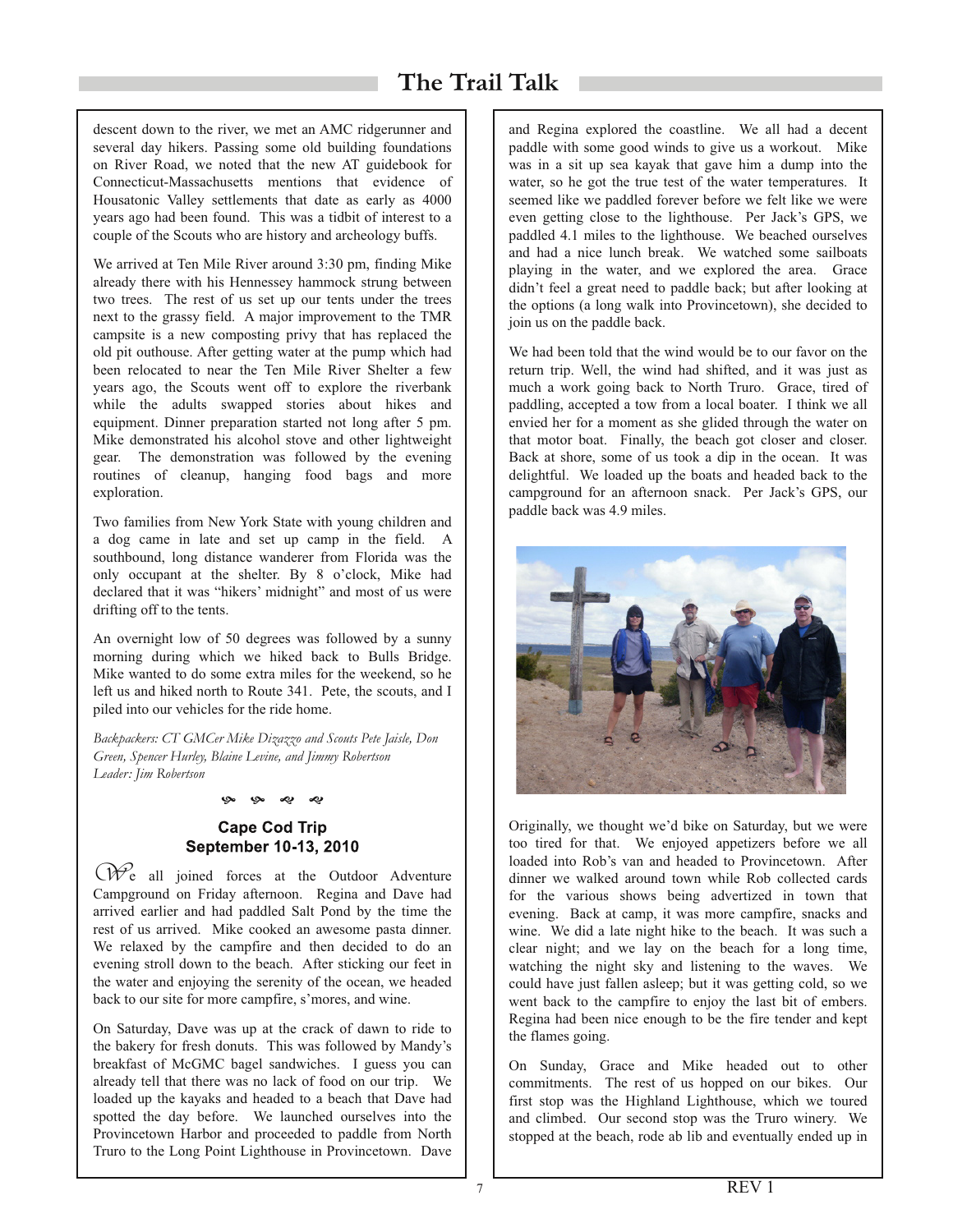descent down to the river, we met an AMC ridgerunner and several day hikers. Passing some old building foundations on River Road, we noted that the new AT guidebook for Connecticut-Massachusetts mentions that evidence of Housatonic Valley settlements that date as early as 4000 years ago had been found. This was a tidbit of interest to a couple of the Scouts who are history and archeology buffs.

We arrived at Ten Mile River around 3:30 pm, finding Mike already there with his Hennessey hammock strung between two trees. The rest of us set up our tents under the trees next to the grassy field. A major improvement to the TMR campsite is a new composting privy that has replaced the old pit outhouse. After getting water at the pump which had been relocated to near the Ten Mile River Shelter a few years ago, the Scouts went off to explore the riverbank while the adults swapped stories about hikes and equipment. Dinner preparation started not long after 5 pm. Mike demonstrated his alcohol stove and other lightweight gear. The demonstration was followed by the evening routines of cleanup, hanging food bags and more exploration.

Two families from New York State with young children and a dog came in late and set up camp in the field. A southbound, long distance wanderer from Florida was the only occupant at the shelter. By 8 o'clock, Mike had declared that it was "hikers' midnight" and most of us were drifting off to the tents.

An overnight low of 50 degrees was followed by a sunny morning during which we hiked back to Bulls Bridge. Mike wanted to do some extra miles for the weekend, so he left us and hiked north to Route 341. Pete, the scouts, and I piled into our vehicles for the ride home.

*Backpackers: CT GMCer Mike Dizazzo and Scouts Pete Jaisle, Don Green, Spencer Hurley, Blaine Levine, and Jimmy Robertson*
*Leader: Jim Robertson*

### Cape Cod Trip
### September 10-13, 2010

We all joined forces at the Outdoor Adventure Campground on Friday afternoon. Regina and Dave had arrived earlier and had paddled Salt Pond by the time the rest of us arrived. Mike cooked an awesome pasta dinner. We relaxed by the campfire and then decided to do an evening stroll down to the beach. After sticking our feet in the water and enjoying the serenity of the ocean, we headed back to our site for more campfire, s'mores, and wine.

On Saturday, Dave was up at the crack of dawn to ride to the bakery for fresh donuts. This was followed by Mandy's breakfast of McGMC bagel sandwiches. I guess you can already tell that there was no lack of food on our trip. We loaded up the kayaks and headed to a beach that Dave had spotted the day before. We launched ourselves into the Provincetown Harbor and proceeded to paddle from North Truro to the Long Point Lighthouse in Provincetown. Dave and Regina explored the coastline. We all had a decent paddle with some good winds to give us a workout. Mike was in a sit up sea kayak that gave him a dump into the water, so he got the true test of the water temperatures. It seemed like we paddled forever before we felt like we were even getting close to the lighthouse. Per Jack's GPS, we paddled 4.1 miles to the lighthouse. We beached ourselves and had a nice lunch break. We watched some sailboats playing in the water, and we explored the area. Grace didn't feel a great need to paddle back; but after looking at the options (a long walk into Provincetown), she decided to join us on the paddle back.

We had been told that the wind would be to our favor on the return trip. Well, the wind had shifted, and it was just as much a work going back to North Truro. Grace, tired of paddling, accepted a tow from a local boater. I think we all envied her for a moment as she glided through the water on that motor boat. Finally, the beach got closer and closer. Back at shore, some of us took a dip in the ocean. It was delightful. We loaded up the boats and headed back to the campground for an afternoon snack. Per Jack's GPS, our paddle back was 4.9 miles.

Originally, we thought we'd bike on Saturday, but we were too tired for that. We enjoyed appetizers before we all loaded into Rob's van and headed to Provincetown. After dinner we walked around town while Rob collected cards for the various shows being advertized in town that evening. Back at camp, it was more campfire, snacks and wine. We did a late night hike to the beach. It was such a clear night; and we lay on the beach for a long time, watching the night sky and listening to the waves. We could have just fallen asleep; but it was getting cold, so we went back to the campfire to enjoy the last bit of embers. Regina had been nice enough to be the fire tender and kept the flames going.

On Sunday, Grace and Mike headed out to other commitments. The rest of us hopped on our bikes. Our first stop was the Highland Lighthouse, which we toured and climbed. Our second stop was the Truro winery. We stopped at the beach, rode ab lib and eventually ended up in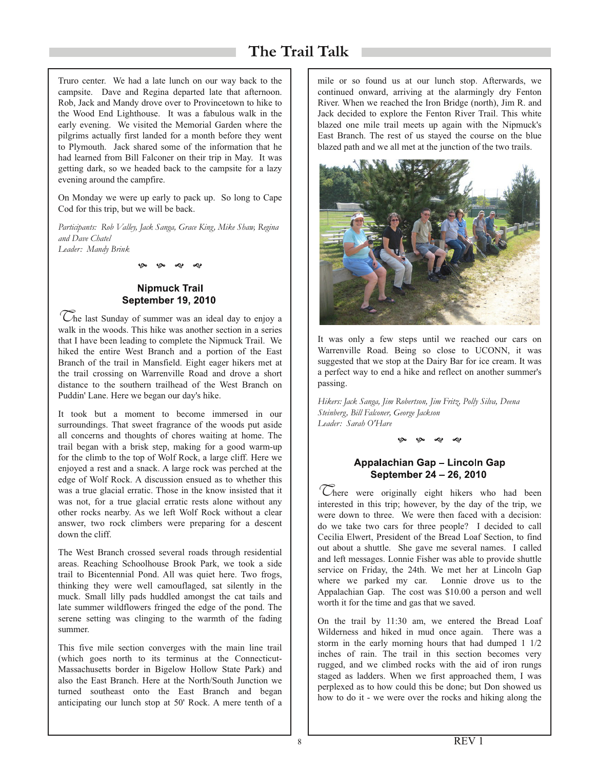Truro center. We had a late lunch on our way back to the campsite. Dave and Regina departed late that afternoon. Rob, Jack and Mandy drove over to Provincetown to hike to the Wood End Lighthouse. It was a fabulous walk in the early evening. We visited the Memorial Garden where the pilgrims actually first landed for a month before they went to Plymouth. Jack shared some of the information that he had learned from Bill Falconer on their trip in May. It was getting dark, so we headed back to the campsite for a lazy evening around the campfire.

On Monday we were up early to pack up. So long to Cape Cod for this trip, but we will be back.

*Participants: Rob Valley, Jack Sanga, Grace King, Mike Shaw, Regina and Dave Chatel*
*Leader: Mandy Brink*

## Nipmuck Trail
## September 19, 2010

The last Sunday of summer was an ideal day to enjoy a walk in the woods. This hike was another section in a series that I have been leading to complete the Nipmuck Trail. We hiked the entire West Branch and a portion of the East Branch of the trail in Mansfield. Eight eager hikers met at the trail crossing on Warrenville Road and drove a short distance to the southern trailhead of the West Branch on Puddin' Lane. Here we began our day's hike.

It took but a moment to become immersed in our surroundings. That sweet fragrance of the woods put aside all concerns and thoughts of chores waiting at home. The trail began with a brisk step, making for a good warm-up for the climb to the top of Wolf Rock, a large cliff. Here we enjoyed a rest and a snack. A large rock was perched at the edge of Wolf Rock. A discussion ensued as to whether this was a true glacial erratic. Those in the know insisted that it was not, for a true glacial erratic rests alone without any other rocks nearby. As we left Wolf Rock without a clear answer, two rock climbers were preparing for a descent down the cliff.

The West Branch crossed several roads through residential areas. Reaching Schoolhouse Brook Park, we took a side trail to Bicentennial Pond. All was quiet here. Two frogs, thinking they were well camouflaged, sat silently in the muck. Small lilly pads huddled amongst the cat tails and late summer wildflowers fringed the edge of the pond. The serene setting was clinging to the warmth of the fading summer.

This five mile section converges with the main line trail (which goes north to its terminus at the Connecticut-Massachusetts border in Bigelow Hollow State Park) and also the East Branch. Here at the North/South Junction we turned southeast onto the East Branch and began anticipating our lunch stop at 50' Rock. A mere tenth of a mile or so found us at our lunch stop. Afterwards, we continued onward, arriving at the alarmingly dry Fenton River. When we reached the Iron Bridge (north), Jim R. and Jack decided to explore the Fenton River Trail. This white blazed one mile trail meets up again with the Nipmuck's East Branch. The rest of us stayed the course on the blue blazed path and we all met at the junction of the two trails.

It was only a few steps until we reached our cars on Warrenville Road. Being so close to UCONN, it was suggested that we stop at the Dairy Bar for ice cream. It was a perfect way to end a hike and reflect on another summer's passing.

*Hikers: Jack Sanga, Jim Robertson, Jim Fritz, Polly Silva, Deena Steinberg, Bill Falconer, George Jackson*
*Leader: Sarah O'Hare*

## Appalachian Gap – Lincoln Gap
## September 24 – 26, 2010

There were originally eight hikers who had been interested in this trip; however, by the day of the trip, we were down to three. We were then faced with a decision: do we take two cars for three people? I decided to call Cecilia Elwert, President of the Bread Loaf Section, to find out about a shuttle. She gave me several names. I called and left messages. Lonnie Fisher was able to provide shuttle service on Friday, the 24th. We met her at Lincoln Gap where we parked my car. Lonnie drove us to the Appalachian Gap. The cost was $10.00 a person and well worth it for the time and gas that we saved.

On the trail by 11:30 am, we entered the Bread Loaf Wilderness and hiked in mud once again. There was a storm in the early morning hours that had dumped 1 1/2 inches of rain. The trail in this section becomes very rugged, and we climbed rocks with the aid of iron rungs staged as ladders. When we first approached them, I was perplexed as to how could this be done; but Don showed us how to do it - we were over the rocks and hiking along the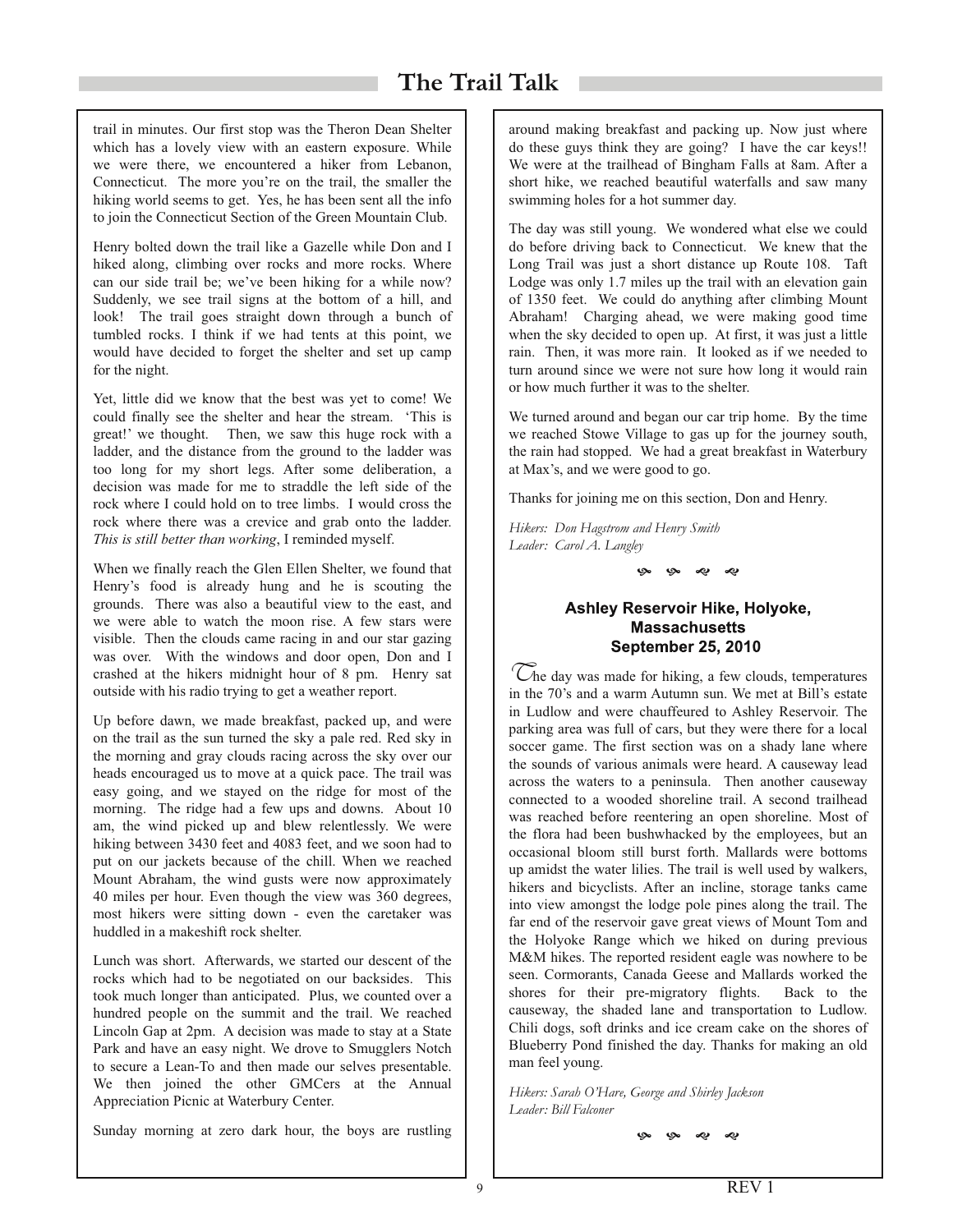trail in minutes. Our first stop was the Theron Dean Shelter which has a lovely view with an eastern exposure. While we were there, we encountered a hiker from Lebanon, Connecticut. The more you're on the trail, the smaller the hiking world seems to get. Yes, he has been sent all the info to join the Connecticut Section of the Green Mountain Club.

Henry bolted down the trail like a Gazelle while Don and I hiked along, climbing over rocks and more rocks. Where can our side trail be; we've been hiking for a while now? Suddenly, we see trail signs at the bottom of a hill, and look! The trail goes straight down through a bunch of tumbled rocks. I think if we had tents at this point, we would have decided to forget the shelter and set up camp for the night.

Yet, little did we know that the best was yet to come! We could finally see the shelter and hear the stream. 'This is great!' we thought. Then, we saw this huge rock with a ladder, and the distance from the ground to the ladder was too long for my short legs. After some deliberation, a decision was made for me to straddle the left side of the rock where I could hold on to tree limbs. I would cross the rock where there was a crevice and grab onto the ladder. *This is still better than working*, I reminded myself.

When we finally reach the Glen Ellen Shelter, we found that Henry's food is already hung and he is scouting the grounds. There was also a beautiful view to the east, and we were able to watch the moon rise. A few stars were visible. Then the clouds came racing in and our star gazing was over. With the windows and door open, Don and I crashed at the hikers midnight hour of 8 pm. Henry sat outside with his radio trying to get a weather report.

Up before dawn, we made breakfast, packed up, and were on the trail as the sun turned the sky a pale red. Red sky in the morning and gray clouds racing across the sky over our heads encouraged us to move at a quick pace. The trail was easy going, and we stayed on the ridge for most of the morning. The ridge had a few ups and downs. About 10 am, the wind picked up and blew relentlessly. We were hiking between 3430 feet and 4083 feet, and we soon had to put on our jackets because of the chill. When we reached Mount Abraham, the wind gusts were now approximately 40 miles per hour. Even though the view was 360 degrees, most hikers were sitting down - even the caretaker was huddled in a makeshift rock shelter.

Lunch was short. Afterwards, we started our descent of the rocks which had to be negotiated on our backsides. This took much longer than anticipated. Plus, we counted over a hundred people on the summit and the trail. We reached Lincoln Gap at 2pm. A decision was made to stay at a State Park and have an easy night. We drove to Smugglers Notch to secure a Lean-To and then made our selves presentable. We then joined the other GMCers at the Annual Appreciation Picnic at Waterbury Center.

Sunday morning at zero dark hour, the boys are rustling around making breakfast and packing up. Now just where do these guys think they are going? I have the car keys!! We were at the trailhead of Bingham Falls at 8am. After a short hike, we reached beautiful waterfalls and saw many swimming holes for a hot summer day.

The day was still young. We wondered what else we could do before driving back to Connecticut. We knew that the Long Trail was just a short distance up Route 108. Taft Lodge was only 1.7 miles up the trail with an elevation gain of 1350 feet. We could do anything after climbing Mount Abraham! Charging ahead, we were making good time when the sky decided to open up. At first, it was just a little rain. Then, it was more rain. It looked as if we needed to turn around since we were not sure how long it would rain or how much further it was to the shelter.

We turned around and began our car trip home. By the time we reached Stowe Village to gas up for the journey south, the rain had stopped. We had a great breakfast in Waterbury at Max's, and we were good to go.

Thanks for joining me on this section, Don and Henry.

*Hikers: Don Hagstrom and Henry Smith*
*Leader: Carol A. Langley*

### Ashley Reservoir Hike, Holyoke, Massachusetts
### September 25, 2010

The day was made for hiking, a few clouds, temperatures in the 70's and a warm Autumn sun. We met at Bill's estate in Ludlow and were chauffeured to Ashley Reservoir. The parking area was full of cars, but they were there for a local soccer game. The first section was on a shady lane where the sounds of various animals were heard. A causeway lead across the waters to a peninsula. Then another causeway connected to a wooded shoreline trail. A second trailhead was reached before reentering an open shoreline. Most of the flora had been bushwhacked by the employees, but an occasional bloom still burst forth. Mallards were bottoms up amidst the water lilies. The trail is well used by walkers, hikers and bicyclists. After an incline, storage tanks came into view amongst the lodge pole pines along the trail. The far end of the reservoir gave great views of Mount Tom and the Holyoke Range which we hiked on during previous M&M hikes. The reported resident eagle was nowhere to be seen. Cormorants, Canada Geese and Mallards worked the shores for their pre-migratory flights. Back to the causeway, the shaded lane and transportation to Ludlow. Chili dogs, soft drinks and ice cream cake on the shores of Blueberry Pond finished the day. Thanks for making an old man feel young.

*Hikers: Sarah O'Hare, George and Shirley Jackson*
*Leader: Bill Falconer*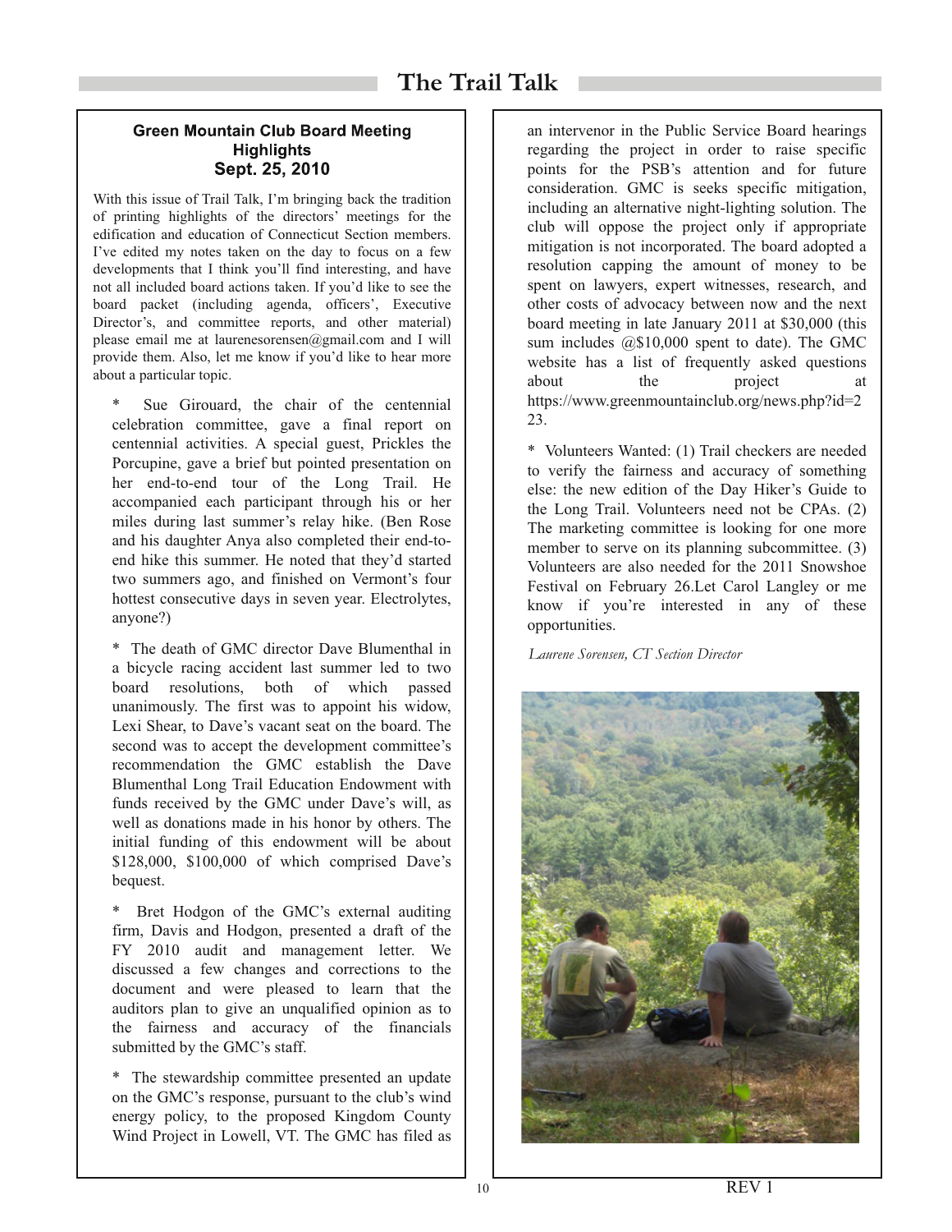## Green Mountain Club Board Meeting Highlights
## Sept. 25, 2010

With this issue of Trail Talk, I'm bringing back the tradition of printing highlights of the directors' meetings for the edification and education of Connecticut Section members. I've edited my notes taken on the day to focus on a few developments that I think you'll find interesting, and have not all included board actions taken. If you'd like to see the board packet (including agenda, officers', Executive Director's, and committee reports, and other material) please email me at laurenesorensen@gmail.com and I will provide them. Also, let me know if you'd like to hear more about a particular topic.

* Sue Girouard, the chair of the centennial celebration committee, gave a final report on centennial activities. A special guest, Prickles the Porcupine, gave a brief but pointed presentation on her end-to-end tour of the Long Trail. He accompanied each participant through his or her miles during last summer's relay hike. (Ben Rose and his daughter Anya also completed their end-to-end hike this summer. He noted that they'd started two summers ago, and finished on Vermont's four hottest consecutive days in seven year. Electrolytes, anyone?)

* The death of GMC director Dave Blumenthal in a bicycle racing accident last summer led to two board resolutions, both of which passed unanimously. The first was to appoint his widow, Lexi Shear, to Dave's vacant seat on the board. The second was to accept the development committee's recommendation the GMC establish the Dave Blumenthal Long Trail Education Endowment with funds received by the GMC under Dave's will, as well as donations made in his honor by others. The initial funding of this endowment will be about $128,000, $100,000 of which comprised Dave's bequest.

* Bret Hodgon of the GMC's external auditing firm, Davis and Hodgon, presented a draft of the FY 2010 audit and management letter. We discussed a few changes and corrections to the document and were pleased to learn that the auditors plan to give an unqualified opinion as to the fairness and accuracy of the financials submitted by the GMC's staff.

* The stewardship committee presented an update on the GMC's response, pursuant to the club's wind energy policy, to the proposed Kingdom County Wind Project in Lowell, VT. The GMC has filed as an intervenor in the Public Service Board hearings regarding the project in order to raise specific points for the PSB's attention and for future consideration. GMC is seeks specific mitigation, including an alternative night-lighting solution. The club will oppose the project only if appropriate mitigation is not incorporated. The board adopted a resolution capping the amount of money to be spent on lawyers, expert witnesses, research, and other costs of advocacy between now and the next board meeting in late January 2011 at $30,000 (this sum includes @$10,000 spent to date). The GMC website has a list of frequently asked questions about the project at https://www.greenmountainclub.org/news.php?id=223.

* Volunteers Wanted: (1) Trail checkers are needed to verify the fairness and accuracy of something else: the new edition of the Day Hiker's Guide to the Long Trail. Volunteers need not be CPAs. (2) The marketing committee is looking for one more member to serve on its planning subcommittee. (3) Volunteers are also needed for the 2011 Snowshoe Festival on February 26.Let Carol Langley or me know if you're interested in any of these opportunities.

*Laurene Sorensen, CT Section Director*